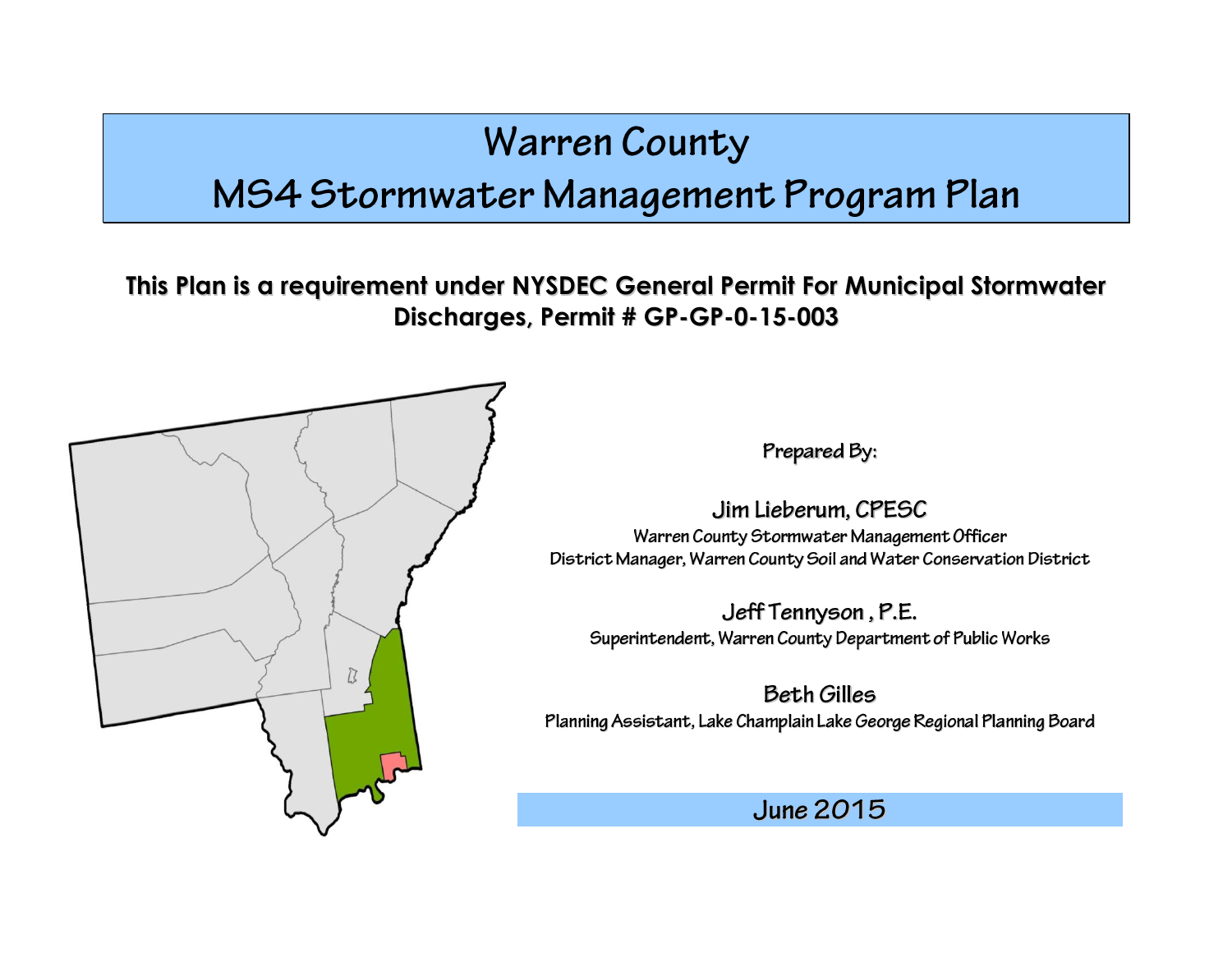# Warren County
# MS4 Stormwater Management Program Plan

**This Plan is a requirement under NYSDEC General Permit For Municipal Stormwater Discharges, Permit # GP-GP-0-15-003**

**Prepared By:**

**Jim Lieberum, CPESC**
Warren County Stormwater Management Officer
District Manager, Warren County Soil and Water Conservation District

**Jeff Tennyson , P.E.**
Superintendent, Warren County Department of Public Works

**Beth Gilles**
Planning Assistant, Lake Champlain Lake George Regional Planning Board

**June 2015**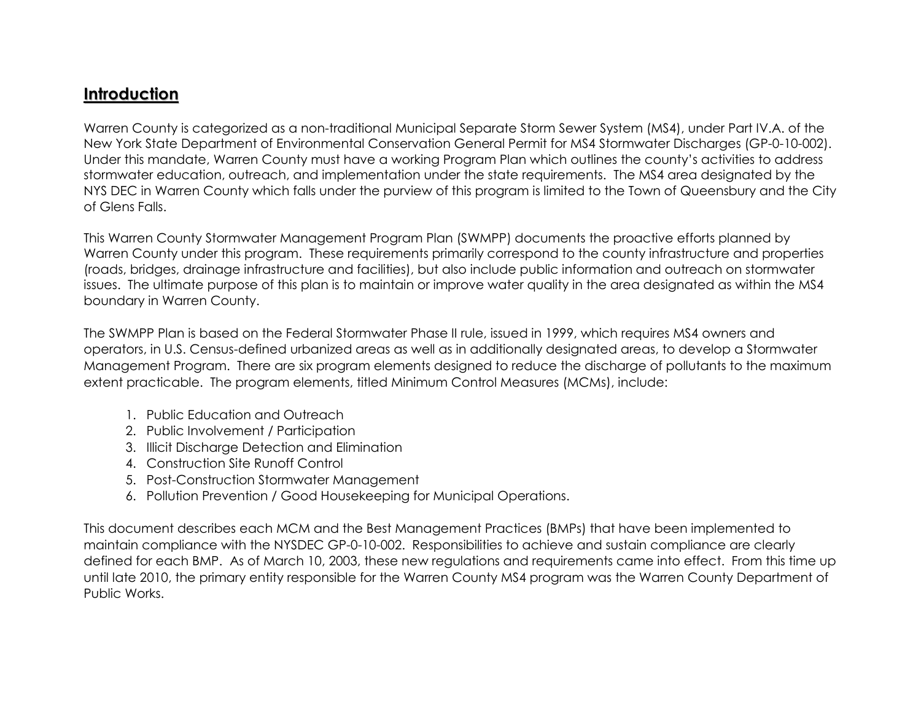## Introduction

Warren County is categorized as a non-traditional Municipal Separate Storm Sewer System (MS4), under Part IV.A. of the New York State Department of Environmental Conservation General Permit for MS4 Stormwater Discharges (GP-0-10-002). Under this mandate, Warren County must have a working Program Plan which outlines the county's activities to address stormwater education, outreach, and implementation under the state requirements. The MS4 area designated by the NYS DEC in Warren County which falls under the purview of this program is limited to the Town of Queensbury and the City of Glens Falls.

This Warren County Stormwater Management Program Plan (SWMPP) documents the proactive efforts planned by Warren County under this program. These requirements primarily correspond to the county infrastructure and properties (roads, bridges, drainage infrastructure and facilities), but also include public information and outreach on stormwater issues. The ultimate purpose of this plan is to maintain or improve water quality in the area designated as within the MS4 boundary in Warren County.

The SWMPP Plan is based on the Federal Stormwater Phase II rule, issued in 1999, which requires MS4 owners and operators, in U.S. Census-defined urbanized areas as well as in additionally designated areas, to develop a Stormwater Management Program. There are six program elements designed to reduce the discharge of pollutants to the maximum extent practicable. The program elements, titled Minimum Control Measures (MCMs), include:

1. Public Education and Outreach
2. Public Involvement / Participation
3. Illicit Discharge Detection and Elimination
4. Construction Site Runoff Control
5. Post-Construction Stormwater Management
6. Pollution Prevention / Good Housekeeping for Municipal Operations.

This document describes each MCM and the Best Management Practices (BMPs) that have been implemented to maintain compliance with the NYSDEC GP-0-10-002. Responsibilities to achieve and sustain compliance are clearly defined for each BMP. As of March 10, 2003, these new regulations and requirements came into effect. From this time up until late 2010, the primary entity responsible for the Warren County MS4 program was the Warren County Department of Public Works.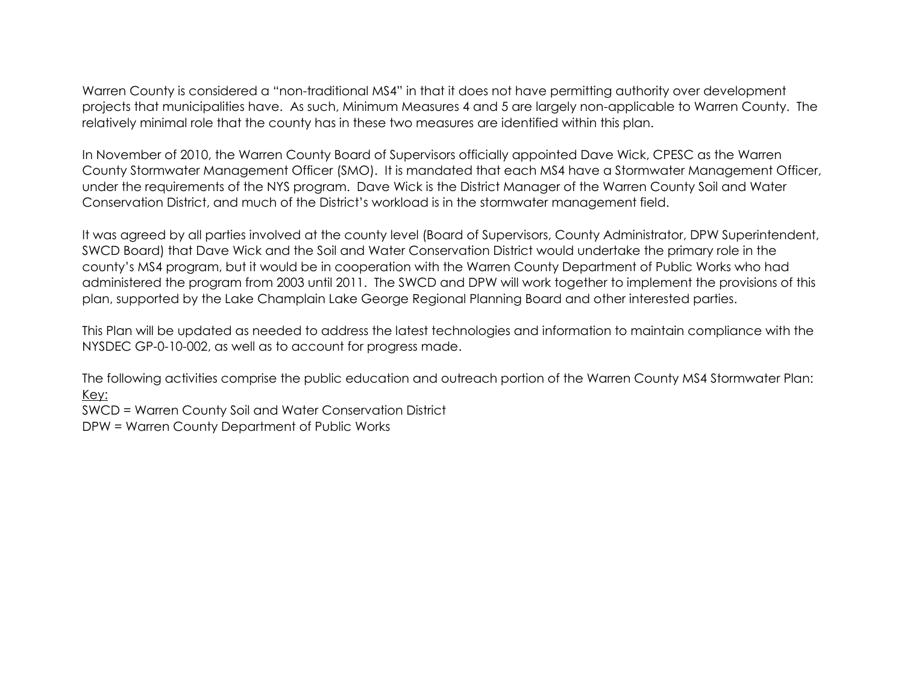Warren County is considered a "non-traditional MS4" in that it does not have permitting authority over development projects that municipalities have. As such, Minimum Measures 4 and 5 are largely non-applicable to Warren County. The relatively minimal role that the county has in these two measures are identified within this plan.

In November of 2010, the Warren County Board of Supervisors officially appointed Dave Wick, CPESC as the Warren County Stormwater Management Officer (SMO). It is mandated that each MS4 have a Stormwater Management Officer, under the requirements of the NYS program. Dave Wick is the District Manager of the Warren County Soil and Water Conservation District, and much of the District's workload is in the stormwater management field.

It was agreed by all parties involved at the county level (Board of Supervisors, County Administrator, DPW Superintendent, SWCD Board) that Dave Wick and the Soil and Water Conservation District would undertake the primary role in the county's MS4 program, but it would be in cooperation with the Warren County Department of Public Works who had administered the program from 2003 until 2011. The SWCD and DPW will work together to implement the provisions of this plan, supported by the Lake Champlain Lake George Regional Planning Board and other interested parties.

This Plan will be updated as needed to address the latest technologies and information to maintain compliance with the NYSDEC GP-0-10-002, as well as to account for progress made.

The following activities comprise the public education and outreach portion of the Warren County MS4 Stormwater Plan:

<u>Key:</u>

SWCD = Warren County Soil and Water Conservation District

DPW = Warren County Department of Public Works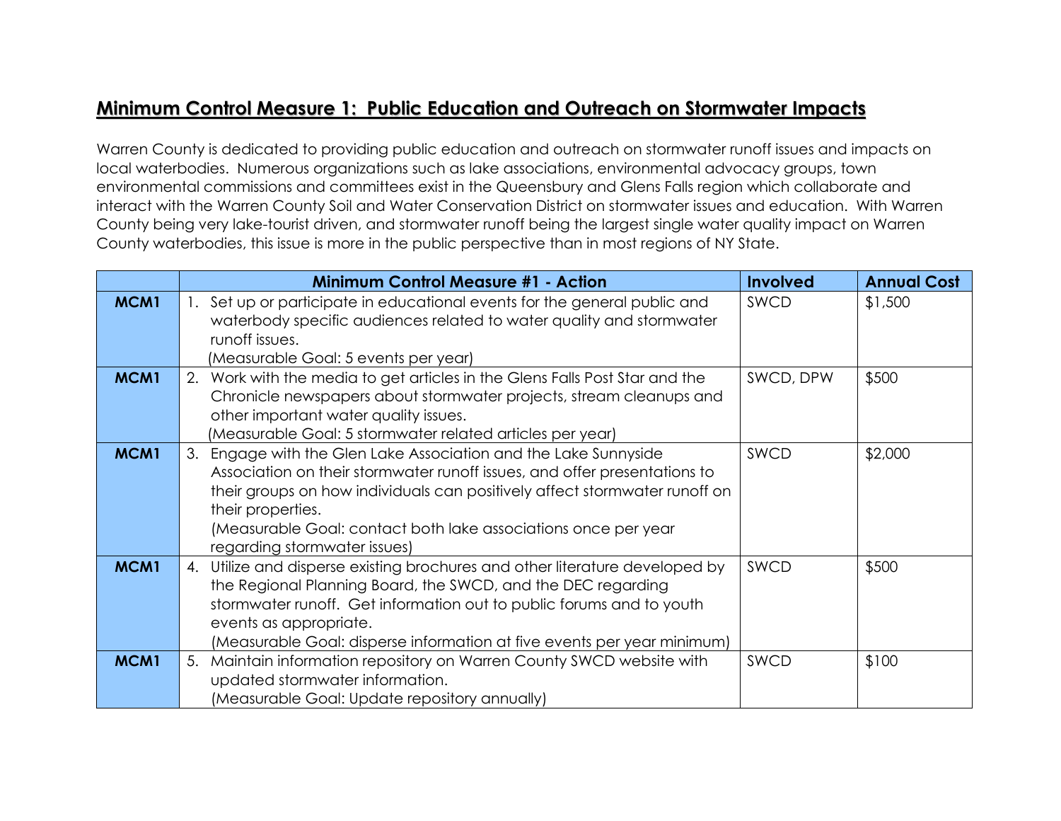## Minimum Control Measure 1: Public Education and Outreach on Stormwater Impacts

Warren County is dedicated to providing public education and outreach on stormwater runoff issues and impacts on local waterbodies. Numerous organizations such as lake associations, environmental advocacy groups, town environmental commissions and committees exist in the Queensbury and Glens Falls region which collaborate and interact with the Warren County Soil and Water Conservation District on stormwater issues and education. With Warren County being very lake-tourist driven, and stormwater runoff being the largest single water quality impact on Warren County waterbodies, this issue is more in the public perspective than in most regions of NY State.

| | Minimum Control Measure #1 - Action | Involved | Annual Cost |
|---|---|---|---|
| **MCM1** | 1. Set up or participate in educational events for the general public and waterbody specific audiences related to water quality and stormwater runoff issues. (Measurable Goal: 5 events per year) | SWCD | $1,500 |
| **MCM1** | 2. Work with the media to get articles in the Glens Falls Post Star and the Chronicle newspapers about stormwater projects, stream cleanups and other important water quality issues. (Measurable Goal: 5 stormwater related articles per year) | SWCD, DPW | $500 |
| **MCM1** | 3. Engage with the Glen Lake Association and the Lake Sunnyside Association on their stormwater runoff issues, and offer presentations to their groups on how individuals can positively affect stormwater runoff on their properties. (Measurable Goal: contact both lake associations once per year regarding stormwater issues) | SWCD | $2,000 |
| **MCM1** | 4. Utilize and disperse existing brochures and other literature developed by the Regional Planning Board, the SWCD, and the DEC regarding stormwater runoff. Get information out to public forums and to youth events as appropriate. (Measurable Goal: disperse information at five events per year minimum) | SWCD | $500 |
| **MCM1** | 5. Maintain information repository on Warren County SWCD website with updated stormwater information. (Measurable Goal: Update repository annually) | SWCD | $100 |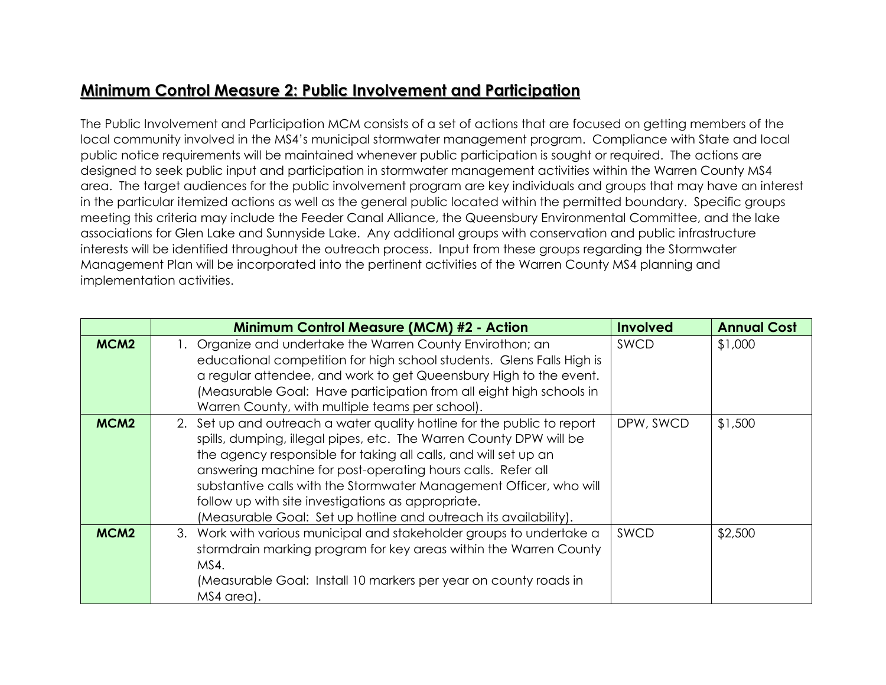## Minimum Control Measure 2: Public Involvement and Participation

The Public Involvement and Participation MCM consists of a set of actions that are focused on getting members of the local community involved in the MS4's municipal stormwater management program. Compliance with State and local public notice requirements will be maintained whenever public participation is sought or required. The actions are designed to seek public input and participation in stormwater management activities within the Warren County MS4 area. The target audiences for the public involvement program are key individuals and groups that may have an interest in the particular itemized actions as well as the general public located within the permitted boundary. Specific groups meeting this criteria may include the Feeder Canal Alliance, the Queensbury Environmental Committee, and the lake associations for Glen Lake and Sunnyside Lake. Any additional groups with conservation and public infrastructure interests will be identified throughout the outreach process. Input from these groups regarding the Stormwater Management Plan will be incorporated into the pertinent activities of the Warren County MS4 planning and implementation activities.

| | Minimum Control Measure (MCM) #2 - Action | Involved | Annual Cost |
|---|---|---|---|
| **MCM2** | 1. Organize and undertake the Warren County Envirothon; an educational competition for high school students. Glens Falls High is a regular attendee, and work to get Queensbury High to the event. (Measurable Goal: Have participation from all eight high schools in Warren County, with multiple teams per school). | SWCD | $1,000 |
| **MCM2** | 2. Set up and outreach a water quality hotline for the public to report spills, dumping, illegal pipes, etc. The Warren County DPW will be the agency responsible for taking all calls, and will set up an answering machine for post-operating hours calls. Refer all substantive calls with the Stormwater Management Officer, who will follow up with site investigations as appropriate. (Measurable Goal: Set up hotline and outreach its availability). | DPW, SWCD | $1,500 |
| **MCM2** | 3. Work with various municipal and stakeholder groups to undertake a stormdrain marking program for key areas within the Warren County MS4. (Measurable Goal: Install 10 markers per year on county roads in MS4 area). | SWCD | $2,500 |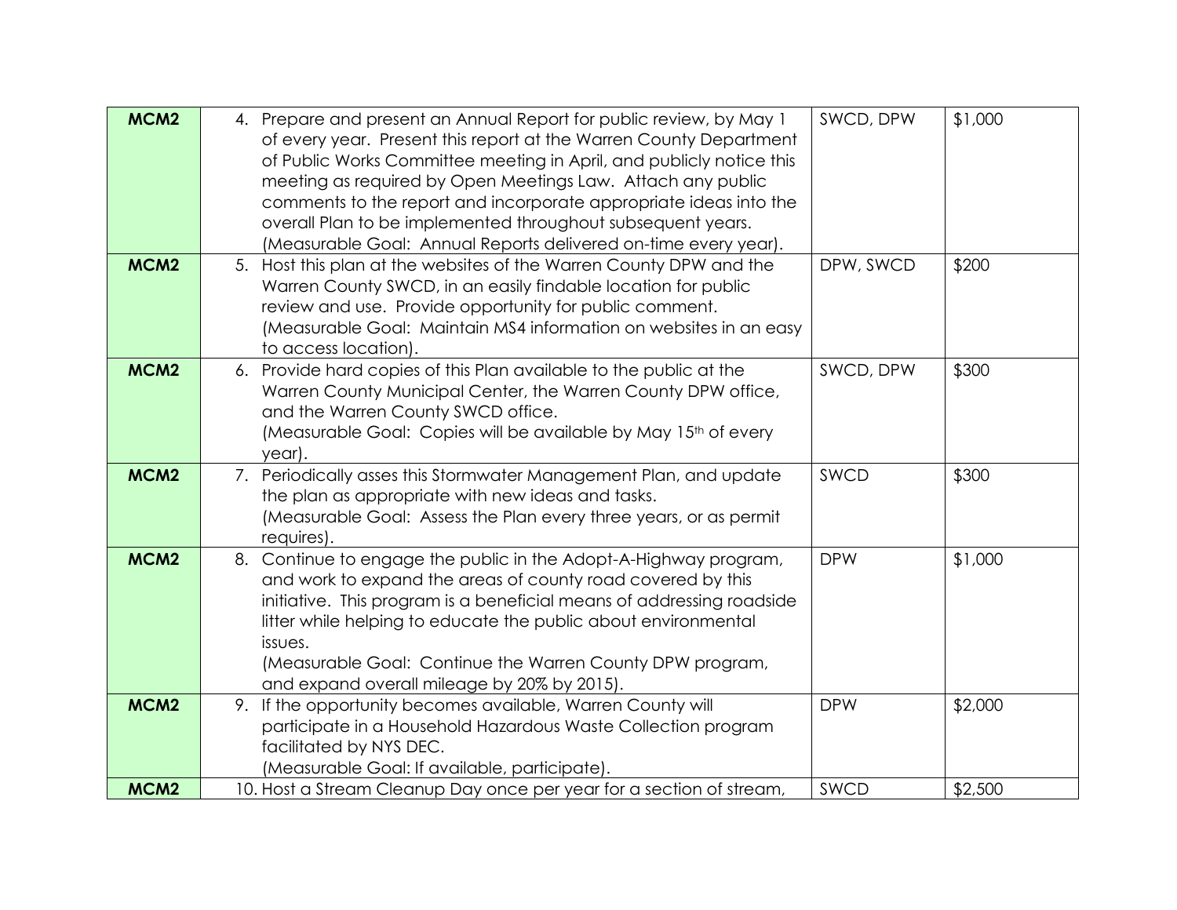| MCM2 | 4. Prepare and present an Annual Report for public review, by May 1 of every year. Present this report at the Warren County Department of Public Works Committee meeting in April, and publicly notice this meeting as required by Open Meetings Law. Attach any public comments to the report and incorporate appropriate ideas into the overall Plan to be implemented throughout subsequent years. (Measurable Goal: Annual Reports delivered on-time every year). | SWCD, DPW | $1,000 |
|---|---|---|---|
| MCM2 | 5. Host this plan at the websites of the Warren County DPW and the Warren County SWCD, in an easily findable location for public review and use. Provide opportunity for public comment. (Measurable Goal: Maintain MS4 information on websites in an easy to access location). | DPW, SWCD | $200 |
| MCM2 | 6. Provide hard copies of this Plan available to the public at the Warren County Municipal Center, the Warren County DPW office, and the Warren County SWCD office. (Measurable Goal: Copies will be available by May 15th of every year). | SWCD, DPW | $300 |
| MCM2 | 7. Periodically asses this Stormwater Management Plan, and update the plan as appropriate with new ideas and tasks. (Measurable Goal: Assess the Plan every three years, or as permit requires). | SWCD | $300 |
| MCM2 | 8. Continue to engage the public in the Adopt-A-Highway program, and work to expand the areas of county road covered by this initiative. This program is a beneficial means of addressing roadside litter while helping to educate the public about environmental issues. (Measurable Goal: Continue the Warren County DPW program, and expand overall mileage by 20% by 2015). | DPW | $1,000 |
| MCM2 | 9. If the opportunity becomes available, Warren County will participate in a Household Hazardous Waste Collection program facilitated by NYS DEC. (Measurable Goal: If available, participate). | DPW | $2,000 |
| MCM2 | 10. Host a Stream Cleanup Day once per year for a section of stream, | SWCD | $2,500 |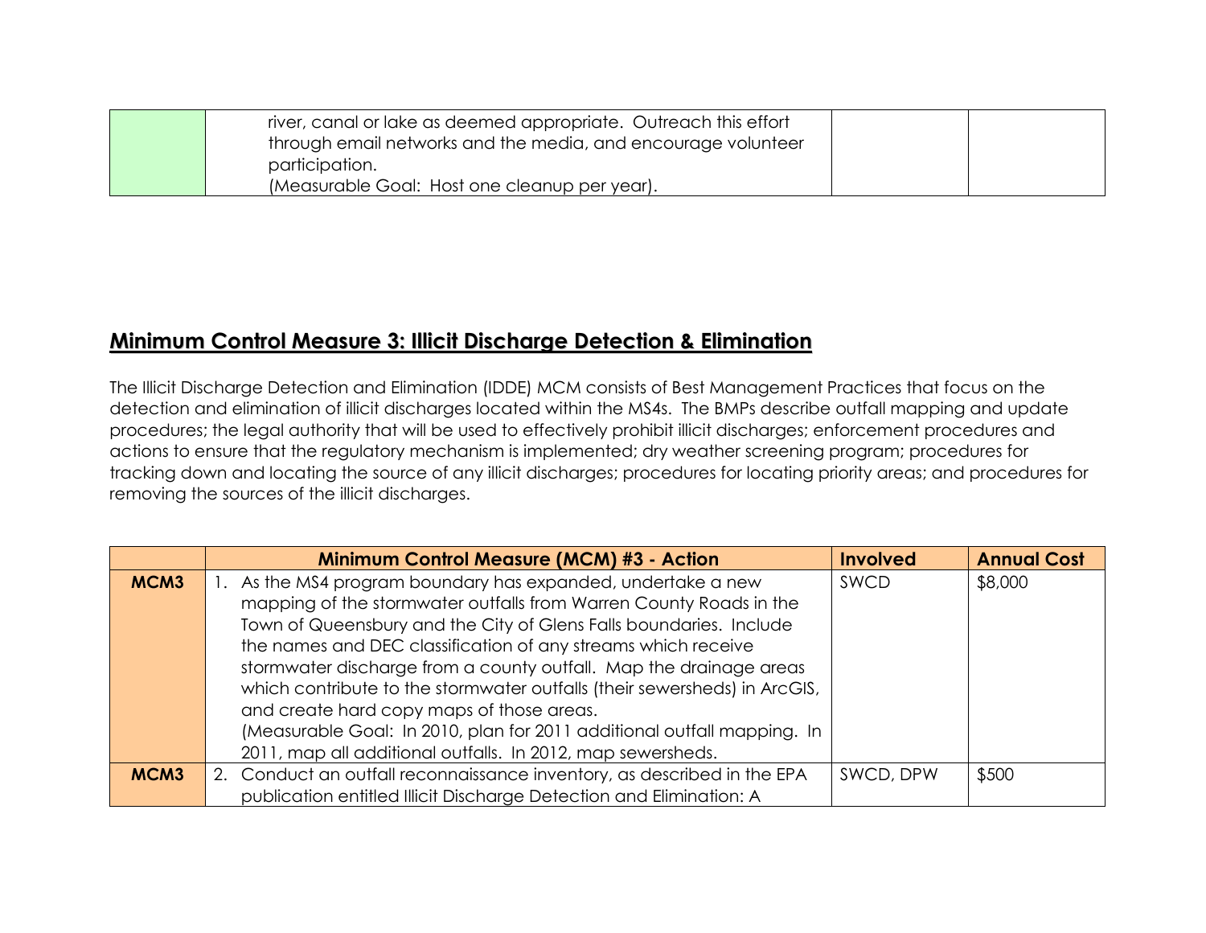| | | | |
|---|---|---|---|
| | river, canal or lake as deemed appropriate. Outreach this effort through email networks and the media, and encourage volunteer participation. (Measurable Goal: Host one cleanup per year). | | |

## Minimum Control Measure 3: Illicit Discharge Detection & Elimination

The Illicit Discharge Detection and Elimination (IDDE) MCM consists of Best Management Practices that focus on the detection and elimination of illicit discharges located within the MS4s. The BMPs describe outfall mapping and update procedures; the legal authority that will be used to effectively prohibit illicit discharges; enforcement procedures and actions to ensure that the regulatory mechanism is implemented; dry weather screening program; procedures for tracking down and locating the source of any illicit discharges; procedures for locating priority areas; and procedures for removing the sources of the illicit discharges.

| | Minimum Control Measure (MCM) #3 - Action | Involved | Annual Cost |
|---|---|---|---|
| **MCM3** | 1. As the MS4 program boundary has expanded, undertake a new mapping of the stormwater outfalls from Warren County Roads in the Town of Queensbury and the City of Glens Falls boundaries. Include the names and DEC classification of any streams which receive stormwater discharge from a county outfall. Map the drainage areas which contribute to the stormwater outfalls (their sewersheds) in ArcGIS, and create hard copy maps of those areas. (Measurable Goal: In 2010, plan for 2011 additional outfall mapping. In 2011, map all additional outfalls. In 2012, map sewersheds. | SWCD | $8,000 |
| **MCM3** | 2. Conduct an outfall reconnaissance inventory, as described in the EPA publication entitled Illicit Discharge Detection and Elimination: A | SWCD, DPW | $500 |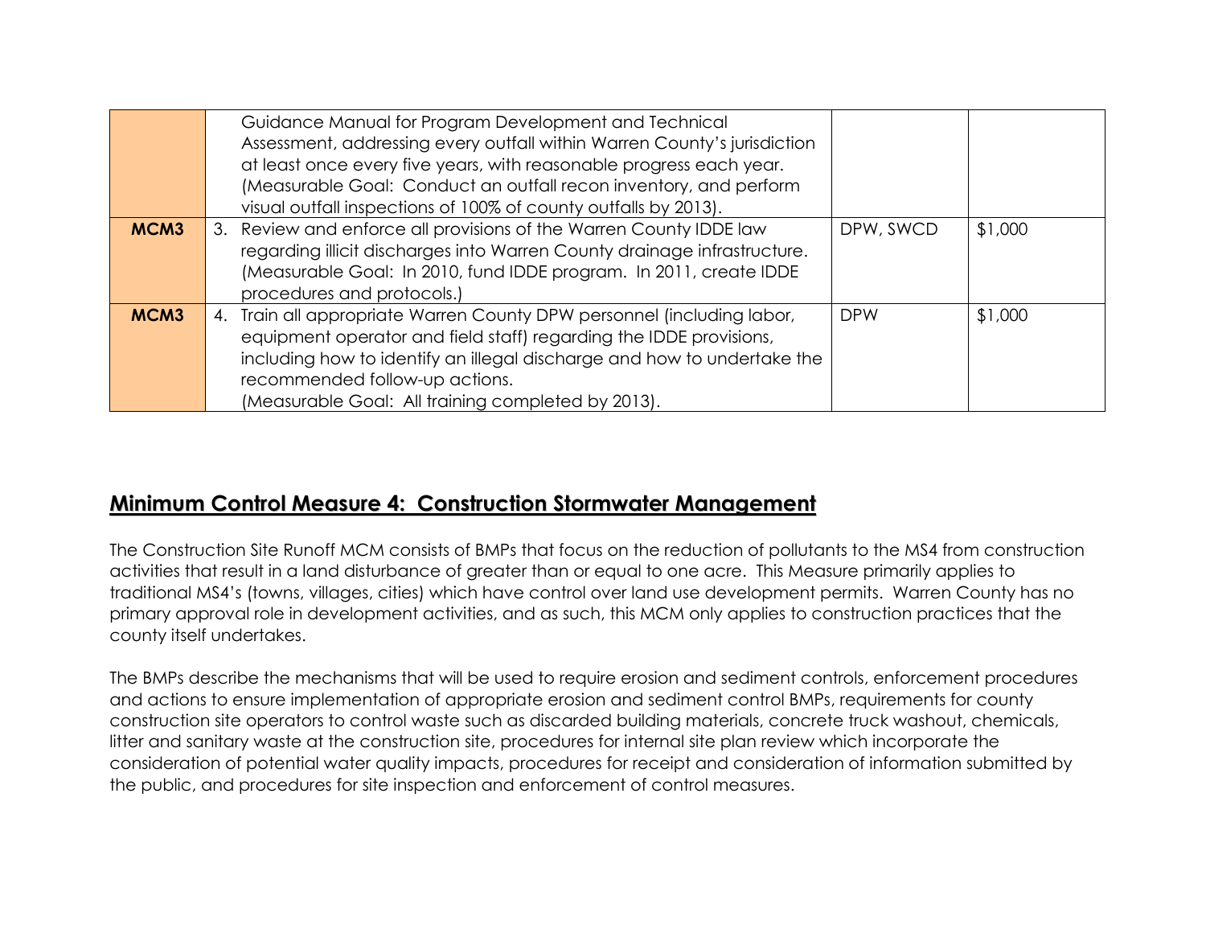|  |  |  |  |
|---|---|---|---|
|  | Guidance Manual for Program Development and Technical Assessment, addressing every outfall within Warren County's jurisdiction at least once every five years, with reasonable progress each year. (Measurable Goal: Conduct an outfall recon inventory, and perform visual outfall inspections of 100% of county outfalls by 2013). |  |  |
| **MCM3** | 3. Review and enforce all provisions of the Warren County IDDE law regarding illicit discharges into Warren County drainage infrastructure. (Measurable Goal: In 2010, fund IDDE program. In 2011, create IDDE procedures and protocols.) | DPW, SWCD | $1,000 |
| **MCM3** | 4. Train all appropriate Warren County DPW personnel (including labor, equipment operator and field staff) regarding the IDDE provisions, including how to identify an illegal discharge and how to undertake the recommended follow-up actions. (Measurable Goal: All training completed by 2013). | DPW | $1,000 |

## Minimum Control Measure 4: Construction Stormwater Management

The Construction Site Runoff MCM consists of BMPs that focus on the reduction of pollutants to the MS4 from construction activities that result in a land disturbance of greater than or equal to one acre. This Measure primarily applies to traditional MS4's (towns, villages, cities) which have control over land use development permits. Warren County has no primary approval role in development activities, and as such, this MCM only applies to construction practices that the county itself undertakes.

The BMPs describe the mechanisms that will be used to require erosion and sediment controls, enforcement procedures and actions to ensure implementation of appropriate erosion and sediment control BMPs, requirements for county construction site operators to control waste such as discarded building materials, concrete truck washout, chemicals, litter and sanitary waste at the construction site, procedures for internal site plan review which incorporate the consideration of potential water quality impacts, procedures for receipt and consideration of information submitted by the public, and procedures for site inspection and enforcement of control measures.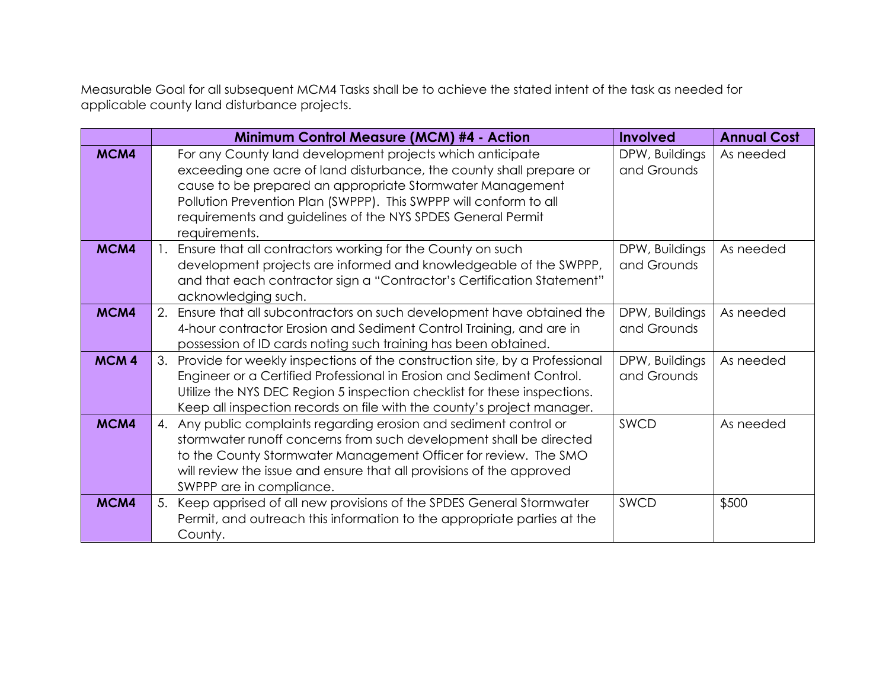Measurable Goal for all subsequent MCM4 Tasks shall be to achieve the stated intent of the task as needed for applicable county land disturbance projects.

| | Minimum Control Measure (MCM) #4 - Action | Involved | Annual Cost |
|---|---|---|---|
| **MCM4** | For any County land development projects which anticipate exceeding one acre of land disturbance, the county shall prepare or cause to be prepared an appropriate Stormwater Management Pollution Prevention Plan (SWPPP). This SWPPP will conform to all requirements and guidelines of the NYS SPDES General Permit requirements. | DPW, Buildings and Grounds | As needed |
| **MCM4** | 1. Ensure that all contractors working for the County on such development projects are informed and knowledgeable of the SWPPP, and that each contractor sign a "Contractor's Certification Statement" acknowledging such. | DPW, Buildings and Grounds | As needed |
| **MCM4** | 2. Ensure that all subcontractors on such development have obtained the 4-hour contractor Erosion and Sediment Control Training, and are in possession of ID cards noting such training has been obtained. | DPW, Buildings and Grounds | As needed |
| **MCM 4** | 3. Provide for weekly inspections of the construction site, by a Professional Engineer or a Certified Professional in Erosion and Sediment Control. Utilize the NYS DEC Region 5 inspection checklist for these inspections. Keep all inspection records on file with the county's project manager. | DPW, Buildings and Grounds | As needed |
| **MCM4** | 4. Any public complaints regarding erosion and sediment control or stormwater runoff concerns from such development shall be directed to the County Stormwater Management Officer for review. The SMO will review the issue and ensure that all provisions of the approved SWPPP are in compliance. | SWCD | As needed |
| **MCM4** | 5. Keep apprised of all new provisions of the SPDES General Stormwater Permit, and outreach this information to the appropriate parties at the County. | SWCD | $500 |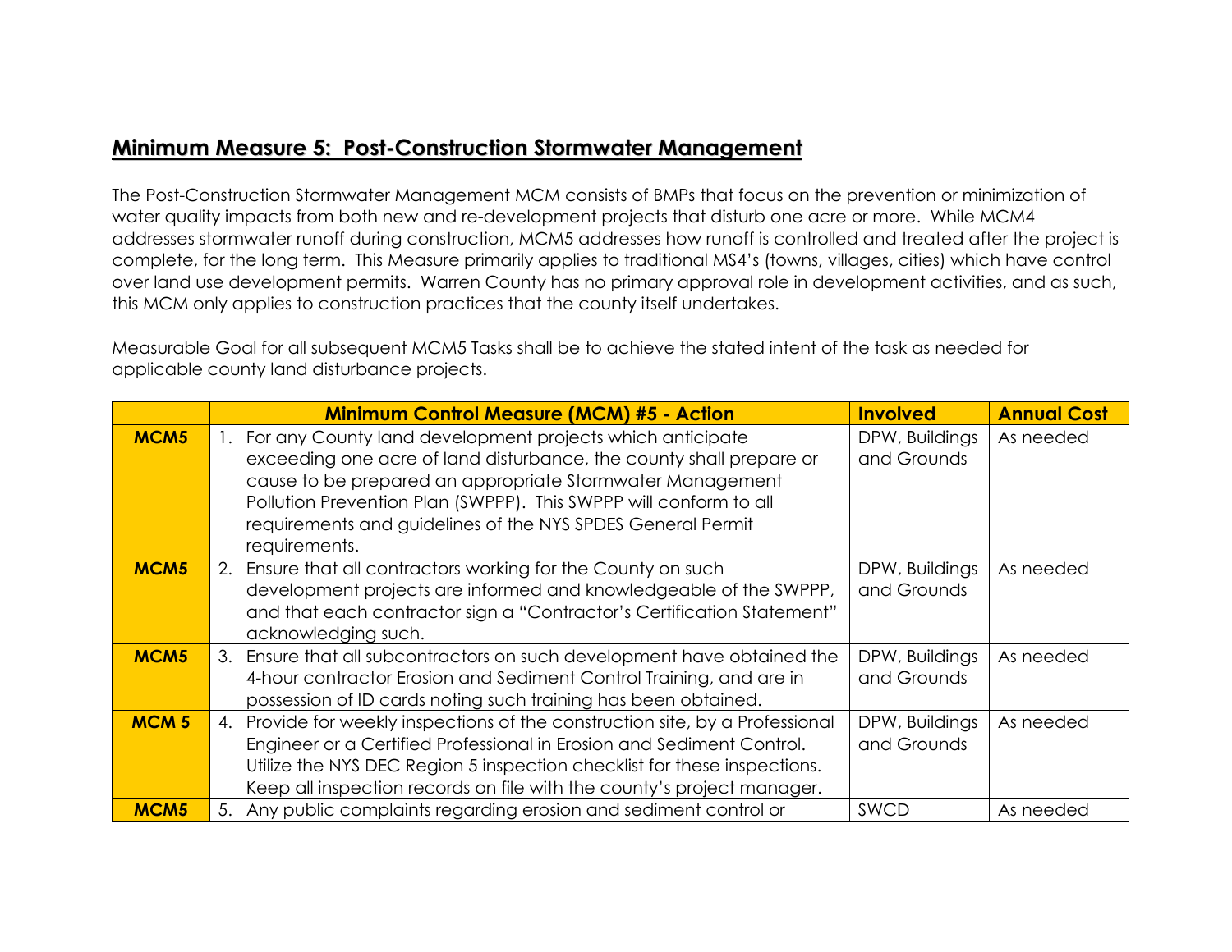## **Minimum Measure 5: Post-Construction Stormwater Management**

The Post-Construction Stormwater Management MCM consists of BMPs that focus on the prevention or minimization of water quality impacts from both new and re-development projects that disturb one acre or more. While MCM4 addresses stormwater runoff during construction, MCM5 addresses how runoff is controlled and treated after the project is complete, for the long term. This Measure primarily applies to traditional MS4's (towns, villages, cities) which have control over land use development permits. Warren County has no primary approval role in development activities, and as such, this MCM only applies to construction practices that the county itself undertakes.

Measurable Goal for all subsequent MCM5 Tasks shall be to achieve the stated intent of the task as needed for applicable county land disturbance projects.

| | Minimum Control Measure (MCM) #5 - Action | Involved | Annual Cost |
|---|---|---|---|
| **MCM5** | 1. For any County land development projects which anticipate exceeding one acre of land disturbance, the county shall prepare or cause to be prepared an appropriate Stormwater Management Pollution Prevention Plan (SWPPP). This SWPPP will conform to all requirements and guidelines of the NYS SPDES General Permit requirements. | DPW, Buildings and Grounds | As needed |
| **MCM5** | 2. Ensure that all contractors working for the County on such development projects are informed and knowledgeable of the SWPPP, and that each contractor sign a "Contractor's Certification Statement" acknowledging such. | DPW, Buildings and Grounds | As needed |
| **MCM5** | 3. Ensure that all subcontractors on such development have obtained the 4-hour contractor Erosion and Sediment Control Training, and are in possession of ID cards noting such training has been obtained. | DPW, Buildings and Grounds | As needed |
| **MCM 5** | 4. Provide for weekly inspections of the construction site, by a Professional Engineer or a Certified Professional in Erosion and Sediment Control. Utilize the NYS DEC Region 5 inspection checklist for these inspections. Keep all inspection records on file with the county's project manager. | DPW, Buildings and Grounds | As needed |
| **MCM5** | 5. Any public complaints regarding erosion and sediment control or | SWCD | As needed |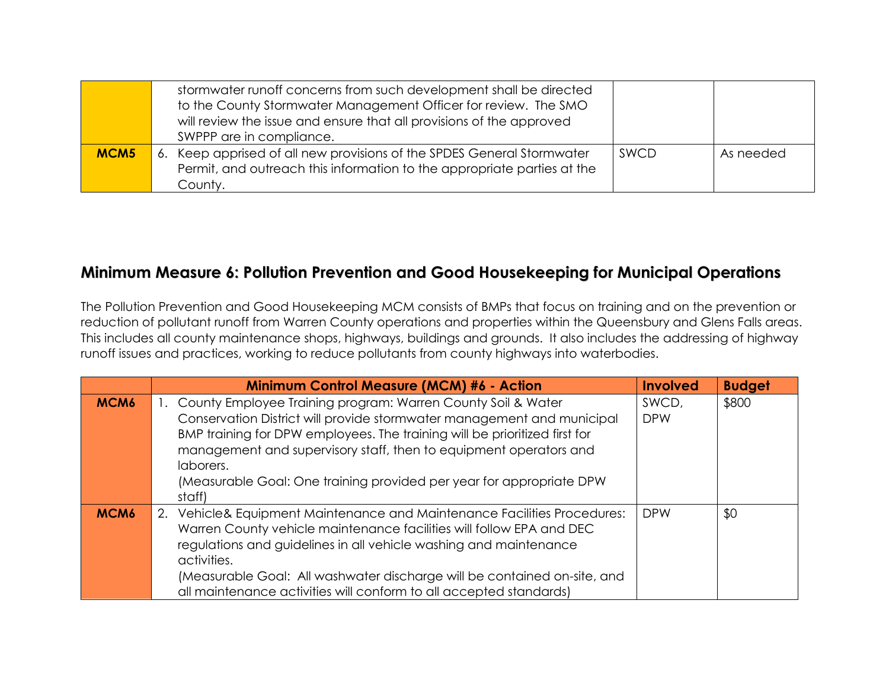| | | | |
|---|---|---|---|
| | stormwater runoff concerns from such development shall be directed to the County Stormwater Management Officer for review. The SMO will review the issue and ensure that all provisions of the approved SWPPP are in compliance. | | |
| **MCM5** | 6. Keep apprised of all new provisions of the SPDES General Stormwater Permit, and outreach this information to the appropriate parties at the County. | SWCD | As needed |

## Minimum Measure 6: Pollution Prevention and Good Housekeeping for Municipal Operations

The Pollution Prevention and Good Housekeeping MCM consists of BMPs that focus on training and on the prevention or reduction of pollutant runoff from Warren County operations and properties within the Queensbury and Glens Falls areas. This includes all county maintenance shops, highways, buildings and grounds. It also includes the addressing of highway runoff issues and practices, working to reduce pollutants from county highways into waterbodies.

| | Minimum Control Measure (MCM) #6 - Action | Involved | Budget |
|---|---|---|---|
| **MCM6** | 1. County Employee Training program: Warren County Soil & Water Conservation District will provide stormwater management and municipal BMP training for DPW employees. The training will be prioritized first for management and supervisory staff, then to equipment operators and laborers.<br>(Measurable Goal: One training provided per year for appropriate DPW staff) | SWCD, DPW | $800 |
| **MCM6** | 2. Vehicle& Equipment Maintenance and Maintenance Facilities Procedures: Warren County vehicle maintenance facilities will follow EPA and DEC regulations and guidelines in all vehicle washing and maintenance activities.<br>(Measurable Goal: All washwater discharge will be contained on-site, and all maintenance activities will conform to all accepted standards) | DPW | $0 |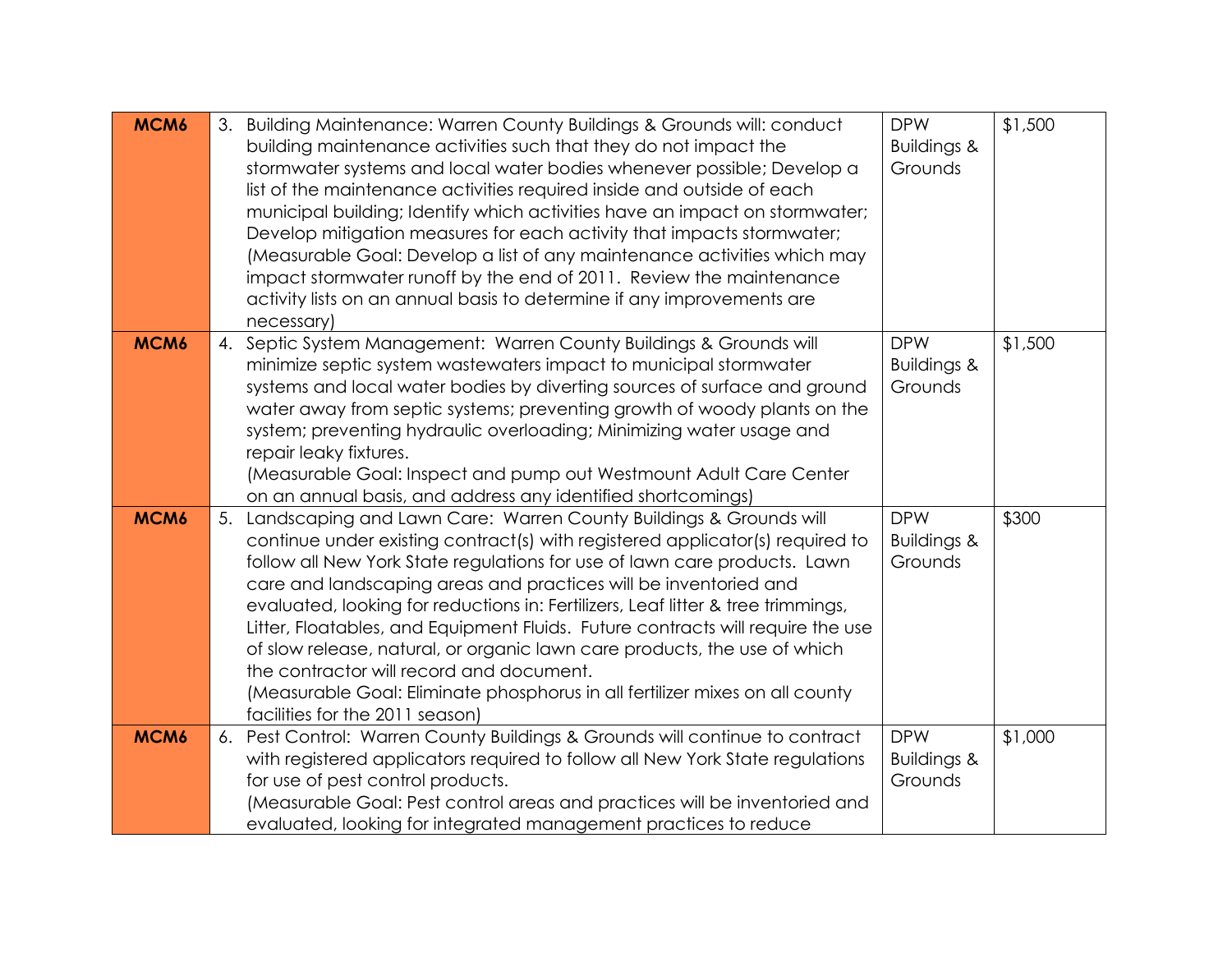| MCM6 | 3. Building Maintenance: Warren County Buildings & Grounds will: conduct building maintenance activities such that they do not impact the stormwater systems and local water bodies whenever possible; Develop a list of the maintenance activities required inside and outside of each municipal building; Identify which activities have an impact on stormwater; Develop mitigation measures for each activity that impacts stormwater; (Measurable Goal: Develop a list of any maintenance activities which may impact stormwater runoff by the end of 2011. Review the maintenance activity lists on an annual basis to determine if any improvements are necessary) | DPW Buildings & Grounds | $1,500 |
|---|---|---|---|
| MCM6 | 4. Septic System Management: Warren County Buildings & Grounds will minimize septic system wastewaters impact to municipal stormwater systems and local water bodies by diverting sources of surface and ground water away from septic systems; preventing growth of woody plants on the system; preventing hydraulic overloading; Minimizing water usage and repair leaky fixtures. (Measurable Goal: Inspect and pump out Westmount Adult Care Center on an annual basis, and address any identified shortcomings) | DPW Buildings & Grounds | $1,500 |
| MCM6 | 5. Landscaping and Lawn Care: Warren County Buildings & Grounds will continue under existing contract(s) with registered applicator(s) required to follow all New York State regulations for use of lawn care products. Lawn care and landscaping areas and practices will be inventoried and evaluated, looking for reductions in: Fertilizers, Leaf litter & tree trimmings, Litter, Floatables, and Equipment Fluids. Future contracts will require the use of slow release, natural, or organic lawn care products, the use of which the contractor will record and document. (Measurable Goal: Eliminate phosphorus in all fertilizer mixes on all county facilities for the 2011 season) | DPW Buildings & Grounds | $300 |
| MCM6 | 6. Pest Control: Warren County Buildings & Grounds will continue to contract with registered applicators required to follow all New York State regulations for use of pest control products. (Measurable Goal: Pest control areas and practices will be inventoried and evaluated, looking for integrated management practices to reduce | DPW Buildings & Grounds | $1,000 |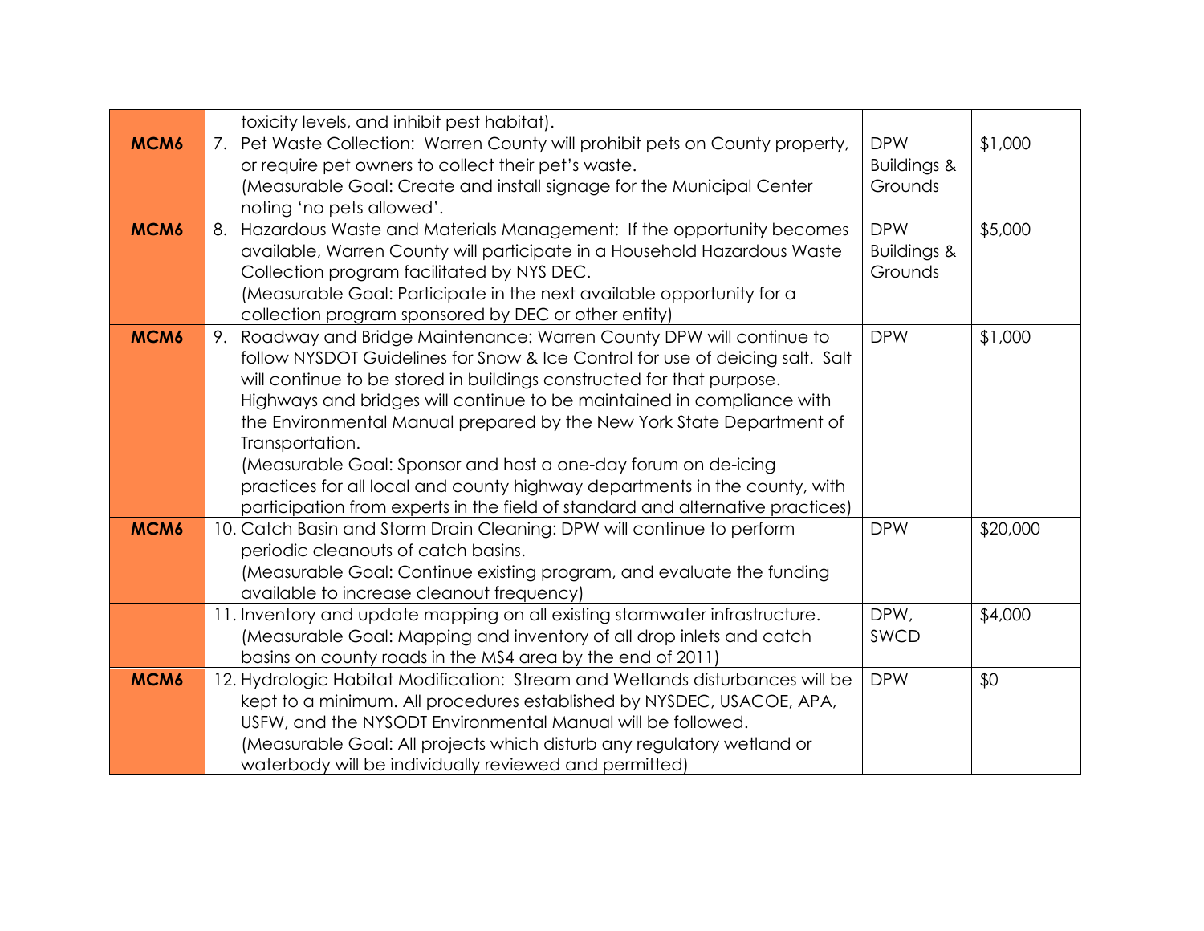| | | | |
|---|---|---|---|
| | toxicity levels, and inhibit pest habitat). | | |
| **MCM6** | 7. Pet Waste Collection: Warren County will prohibit pets on County property, or require pet owners to collect their pet's waste.<br>(Measurable Goal: Create and install signage for the Municipal Center noting 'no pets allowed'. | DPW Buildings & Grounds | $1,000 |
| **MCM6** | 8. Hazardous Waste and Materials Management: If the opportunity becomes available, Warren County will participate in a Household Hazardous Waste Collection program facilitated by NYS DEC.<br>(Measurable Goal: Participate in the next available opportunity for a collection program sponsored by DEC or other entity) | DPW Buildings & Grounds | $5,000 |
| **MCM6** | 9. Roadway and Bridge Maintenance: Warren County DPW will continue to follow NYSDOT Guidelines for Snow & Ice Control for use of deicing salt. Salt will continue to be stored in buildings constructed for that purpose. Highways and bridges will continue to be maintained in compliance with the Environmental Manual prepared by the New York State Department of Transportation.<br>(Measurable Goal: Sponsor and host a one-day forum on de-icing practices for all local and county highway departments in the county, with participation from experts in the field of standard and alternative practices) | DPW | $1,000 |
| **MCM6** | 10. Catch Basin and Storm Drain Cleaning: DPW will continue to perform periodic cleanouts of catch basins.<br>(Measurable Goal: Continue existing program, and evaluate the funding available to increase cleanout frequency) | DPW | $20,000 |
| | 11. Inventory and update mapping on all existing stormwater infrastructure.<br>(Measurable Goal: Mapping and inventory of all drop inlets and catch basins on county roads in the MS4 area by the end of 2011) | DPW, SWCD | $4,000 |
| **MCM6** | 12. Hydrologic Habitat Modification: Stream and Wetlands disturbances will be kept to a minimum. All procedures established by NYSDEC, USACOE, APA, USFW, and the NYSODT Environmental Manual will be followed.<br>(Measurable Goal: All projects which disturb any regulatory wetland or waterbody will be individually reviewed and permitted) | DPW | $0 |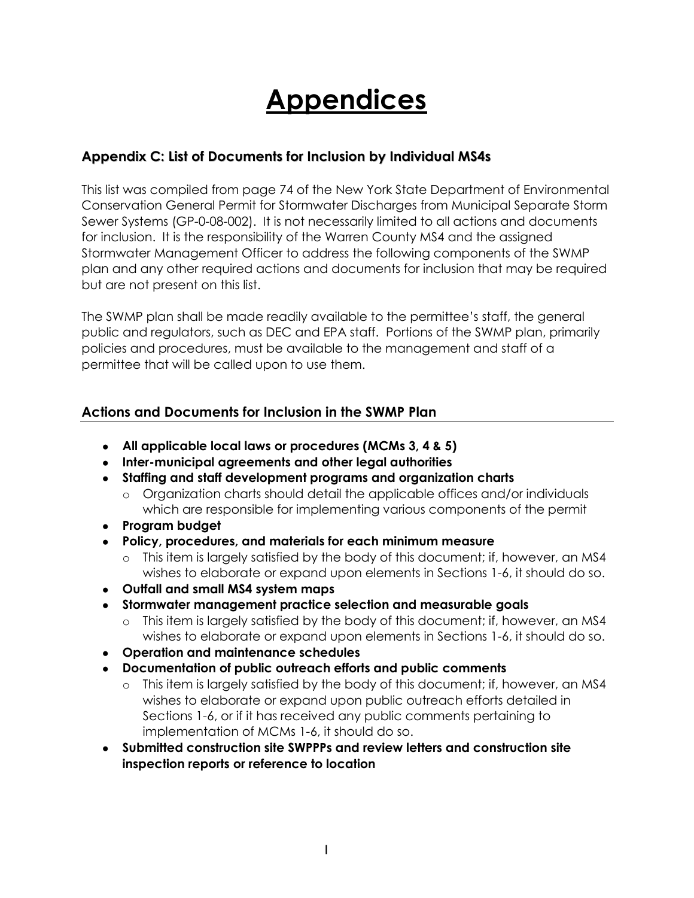# Appendices

### Appendix C: List of Documents for Inclusion by Individual MS4s

This list was compiled from page 74 of the New York State Department of Environmental Conservation General Permit for Stormwater Discharges from Municipal Separate Storm Sewer Systems (GP-0-08-002). It is not necessarily limited to all actions and documents for inclusion. It is the responsibility of the Warren County MS4 and the assigned Stormwater Management Officer to address the following components of the SWMP plan and any other required actions and documents for inclusion that may be required but are not present on this list.

The SWMP plan shall be made readily available to the permittee's staff, the general public and regulators, such as DEC and EPA staff. Portions of the SWMP plan, primarily policies and procedures, must be available to the management and staff of a permittee that will be called upon to use them.

### Actions and Documents for Inclusion in the SWMP Plan

- **All applicable local laws or procedures (MCMs 3, 4 & 5)**
- **Inter-municipal agreements and other legal authorities**
- **Staffing and staff development programs and organization charts**
  - Organization charts should detail the applicable offices and/or individuals which are responsible for implementing various components of the permit
- **Program budget**
- **Policy, procedures, and materials for each minimum measure**
  - This item is largely satisfied by the body of this document; if, however, an MS4 wishes to elaborate or expand upon elements in Sections 1-6, it should do so.
- **Outfall and small MS4 system maps**
- **Stormwater management practice selection and measurable goals**
  - This item is largely satisfied by the body of this document; if, however, an MS4 wishes to elaborate or expand upon elements in Sections 1-6, it should do so.
- **Operation and maintenance schedules**
- **Documentation of public outreach efforts and public comments**
  - This item is largely satisfied by the body of this document; if, however, an MS4 wishes to elaborate or expand upon public outreach efforts detailed in Sections 1-6, or if it has received any public comments pertaining to implementation of MCMs 1-6, it should do so.
- **Submitted construction site SWPPPs and review letters and construction site inspection reports or reference to location**